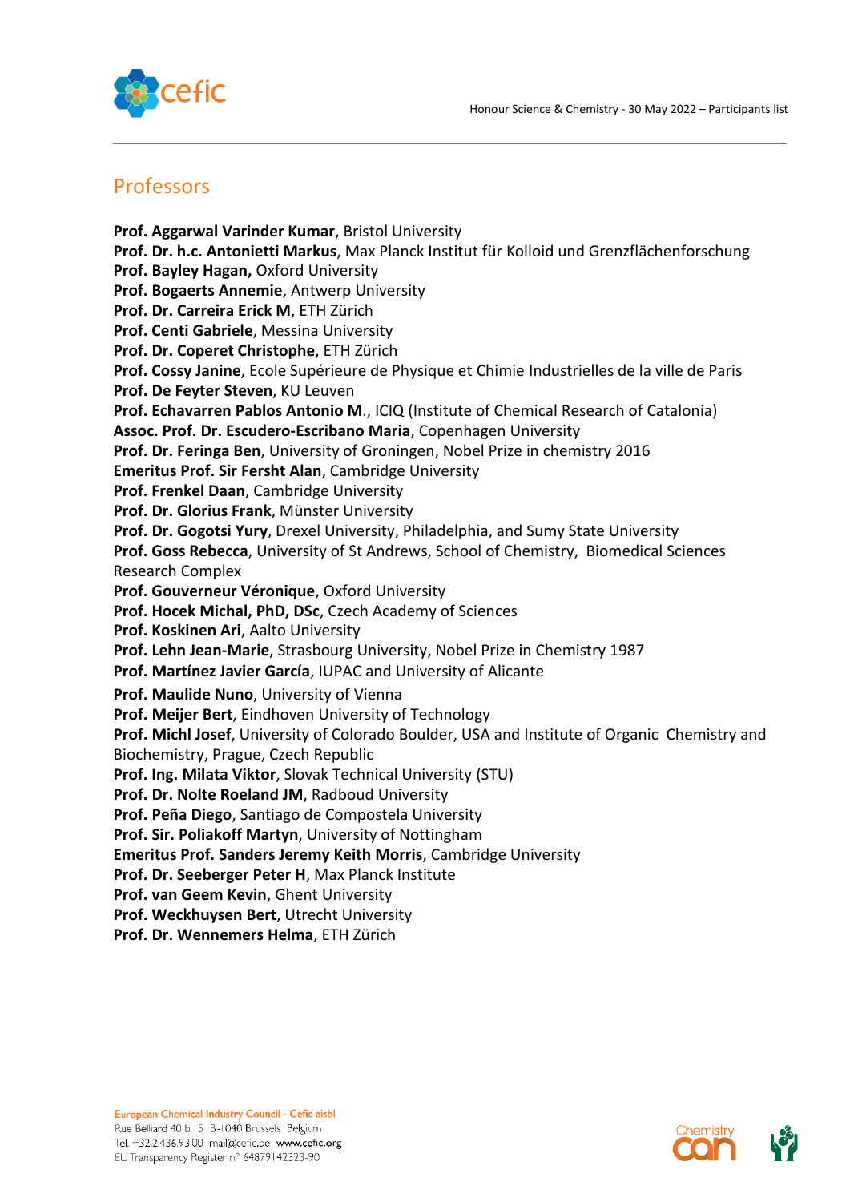## Professors

**Prof. Aggarwal Varinder Kumar**, Bristol University
**Prof. Dr. h.c. Antonietti Markus**, Max Planck Institut für Kolloid und Grenzflächenforschung
**Prof. Bayley Hagan,** Oxford University
**Prof. Bogaerts Annemie**, Antwerp University
**Prof. Dr. Carreira Erick M**, ETH Zürich
**Prof. Centi Gabriele**, Messina University
**Prof. Dr. Coperet Christophe**, ETH Zürich
**Prof. Cossy Janine**, Ecole Supérieure de Physique et Chimie Industrielles de la ville de Paris
**Prof. De Feyter Steven**, KU Leuven
**Prof. Echavarren Pablos Antonio M.**, ICIQ (Institute of Chemical Research of Catalonia)
**Assoc. Prof. Dr. Escudero-Escribano Maria**, Copenhagen University
**Prof. Dr. Feringa Ben**, University of Groningen, Nobel Prize in chemistry 2016
**Emeritus Prof. Sir Fersht Alan**, Cambridge University
**Prof. Frenkel Daan**, Cambridge University
**Prof. Dr. Glorius Frank**, Münster University
**Prof. Dr. Gogotsi Yury**, Drexel University, Philadelphia, and Sumy State University
**Prof. Goss Rebecca**, University of St Andrews, School of Chemistry, Biomedical Sciences Research Complex
**Prof. Gouverneur Véronique**, Oxford University
**Prof. Hocek Michal, PhD, DSc**, Czech Academy of Sciences
**Prof. Koskinen Ari**, Aalto University
**Prof. Lehn Jean-Marie**, Strasbourg University, Nobel Prize in Chemistry 1987
**Prof. Martínez Javier García**, IUPAC and University of Alicante
**Prof. Maulide Nuno**, University of Vienna
**Prof. Meijer Bert**, Eindhoven University of Technology
**Prof. Michl Josef**, University of Colorado Boulder, USA and Institute of Organic Chemistry and Biochemistry, Prague, Czech Republic
**Prof. Ing. Milata Viktor**, Slovak Technical University (STU)
**Prof. Dr. Nolte Roeland JM**, Radboud University
**Prof. Peña Diego**, Santiago de Compostela University
**Prof. Sir. Poliakoff Martyn**, University of Nottingham
**Emeritus Prof. Sanders Jeremy Keith Morris**, Cambridge University
**Prof. Dr. Seeberger Peter H**, Max Planck Institute
**Prof. van Geem Kevin**, Ghent University
**Prof. Weckhuysen Bert**, Utrecht University
**Prof. Dr. Wennemers Helma**, ETH Zürich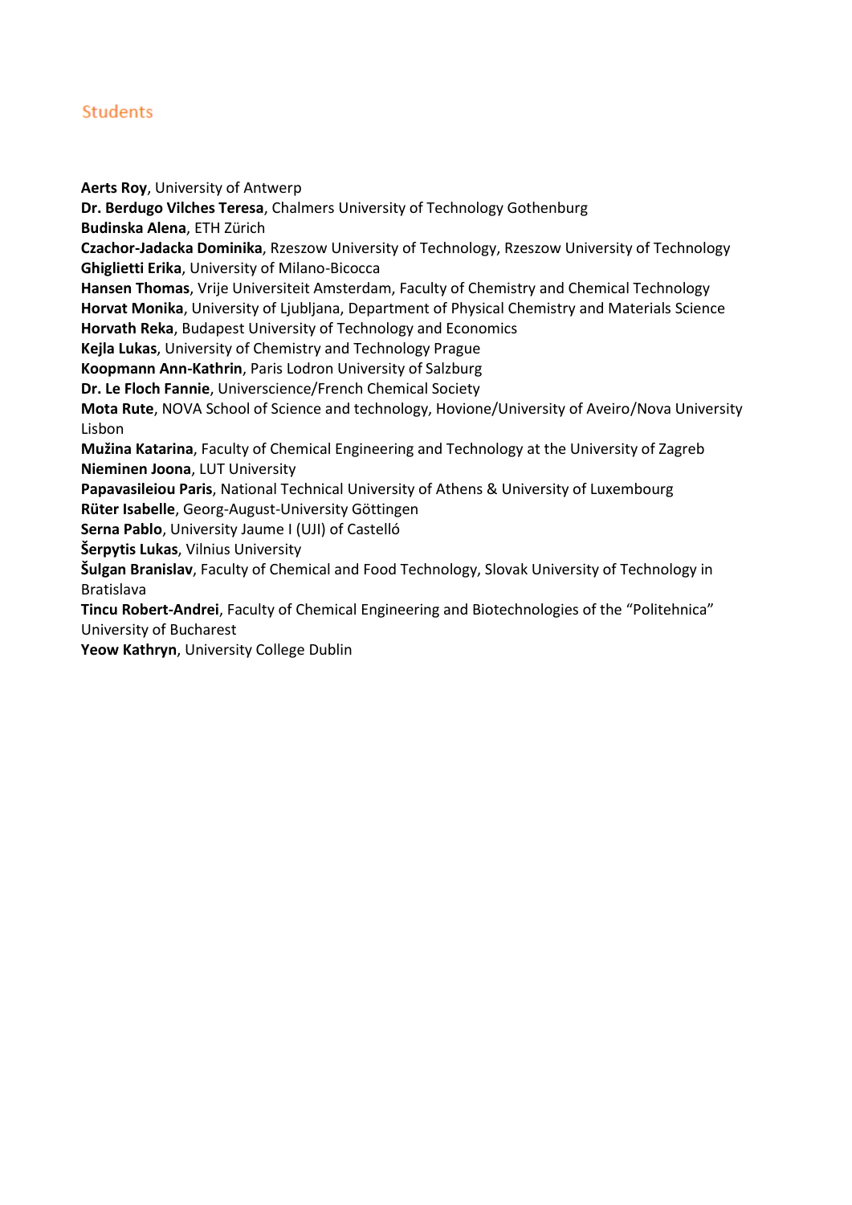## Students

**Aerts Roy**, University of Antwerp
**Dr. Berdugo Vilches Teresa**, Chalmers University of Technology Gothenburg
**Budinska Alena**, ETH Zürich
**Czachor-Jadacka Dominika**, Rzeszow University of Technology, Rzeszow University of Technology
**Ghiglietti Erika**, University of Milano-Bicocca
**Hansen Thomas**, Vrije Universiteit Amsterdam, Faculty of Chemistry and Chemical Technology
**Horvat Monika**, University of Ljubljana, Department of Physical Chemistry and Materials Science
**Horvath Reka**, Budapest University of Technology and Economics
**Kejla Lukas**, University of Chemistry and Technology Prague
**Koopmann Ann-Kathrin**, Paris Lodron University of Salzburg
**Dr. Le Floch Fannie**, Universcience/French Chemical Society
**Mota Rute**, NOVA School of Science and technology, Hovione/University of Aveiro/Nova University Lisbon
**Mužina Katarina**, Faculty of Chemical Engineering and Technology at the University of Zagreb
**Nieminen Joona**, LUT University
**Papavasileiou Paris**, National Technical University of Athens & University of Luxembourg
**Rüter Isabelle**, Georg-August-University Göttingen
**Serna Pablo**, University Jaume I (UJI) of Castelló
**Šerpytis Lukas**, Vilnius University
**Šulgan Branislav**, Faculty of Chemical and Food Technology, Slovak University of Technology in Bratislava
**Tincu Robert-Andrei**, Faculty of Chemical Engineering and Biotechnologies of the "Politehnica" University of Bucharest
**Yeow Kathryn**, University College Dublin